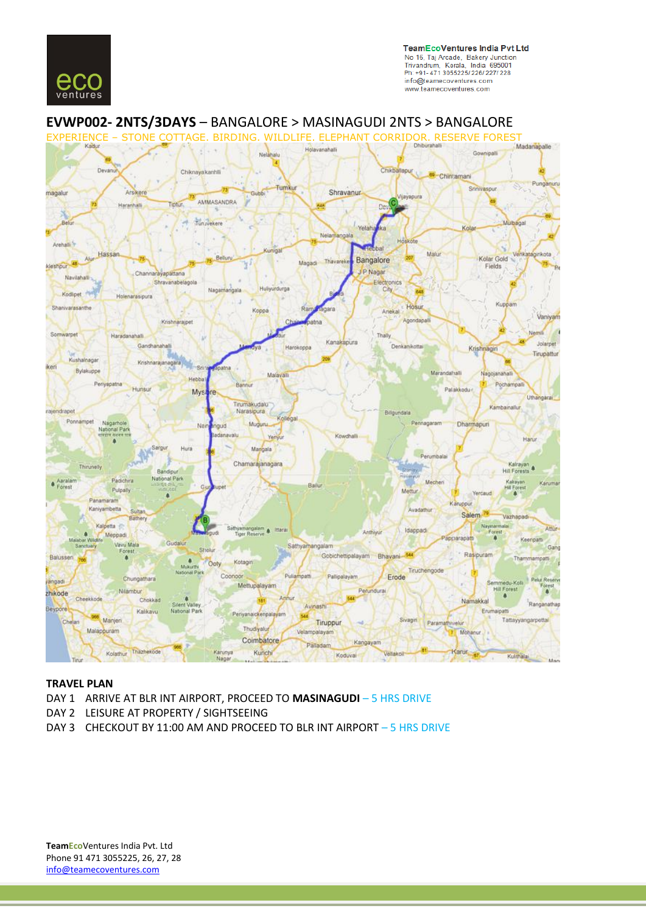TeamEcoVentures India Pvt Ltd
No 15, Taj Arcade, Bakery Junction
Trivandrum, Kerala, India 695001
Ph: +91- 471 3055225/ 226/ 227/ 228
info@teamecoventures.com
www.teamecoventures.com

## EVWP002- 2NTS/3DAYS – BANGALORE > MASINAGUDI 2NTS > BANGALORE

EXPERIENCE – STONE COTTAGE. BIRDING. WILDLIFE. ELEPHANT CORRIDOR. RESERVE FOREST

### TRAVEL PLAN

DAY 1 ARRIVE AT BLR INT AIRPORT, PROCEED TO **MASINAGUDI** – 5 HRS DRIVE

DAY 2 LEISURE AT PROPERTY / SIGHTSEEING

DAY 3 CHECKOUT BY 11:00 AM AND PROCEED TO BLR INT AIRPORT – 5 HRS DRIVE

**TeamEcoVentures India Pvt. Ltd**
Phone 91 471 3055225, 26, 27, 28
info@teamecoventures.com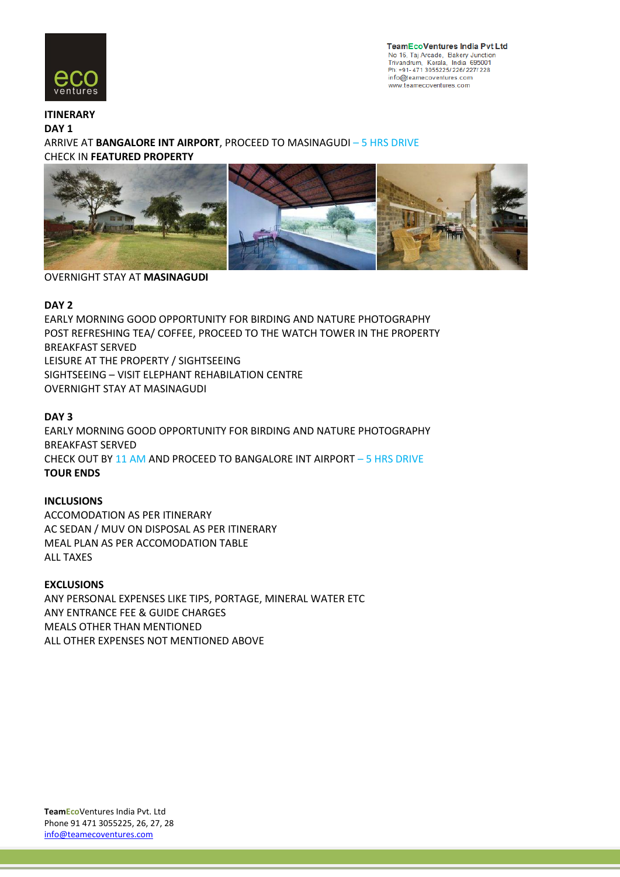**ITINERARY**

**DAY 1**

ARRIVE AT **BANGALORE INT AIRPORT**, PROCEED TO MASINAGUDI – 5 HRS DRIVE

CHECK IN **FEATURED PROPERTY**

OVERNIGHT STAY AT **MASINAGUDI**

**DAY 2**

EARLY MORNING GOOD OPPORTUNITY FOR BIRDING AND NATURE PHOTOGRAPHY

POST REFRESHING TEA/ COFFEE, PROCEED TO THE WATCH TOWER IN THE PROPERTY

BREAKFAST SERVED

LEISURE AT THE PROPERTY / SIGHTSEEING

SIGHTSEEING – VISIT ELEPHANT REHABILATION CENTRE

OVERNIGHT STAY AT MASINAGUDI

**DAY 3**

EARLY MORNING GOOD OPPORTUNITY FOR BIRDING AND NATURE PHOTOGRAPHY

BREAKFAST SERVED

CHECK OUT BY 11 AM AND PROCEED TO BANGALORE INT AIRPORT – 5 HRS DRIVE

**TOUR ENDS**

**INCLUSIONS**

ACCOMODATION AS PER ITINERARY

AC SEDAN / MUV ON DISPOSAL AS PER ITINERARY

MEAL PLAN AS PER ACCOMODATION TABLE

ALL TAXES

**EXCLUSIONS**

ANY PERSONAL EXPENSES LIKE TIPS, PORTAGE, MINERAL WATER ETC

ANY ENTRANCE FEE & GUIDE CHARGES

MEALS OTHER THAN MENTIONED

ALL OTHER EXPENSES NOT MENTIONED ABOVE